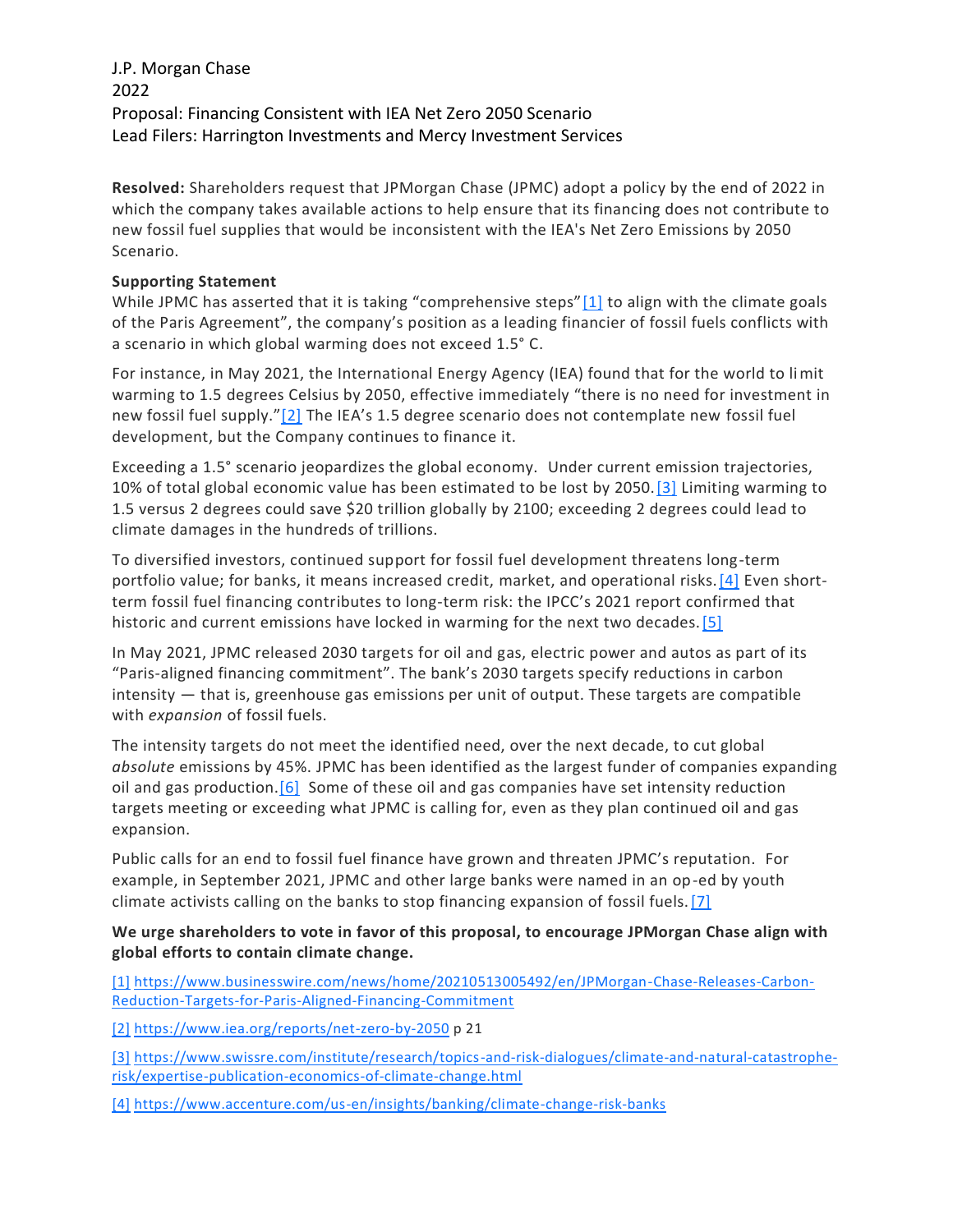J.P. Morgan Chase
2022
Proposal: Financing Consistent with IEA Net Zero 2050 Scenario
Lead Filers: Harrington Investments and Mercy Investment Services

**Resolved:** Shareholders request that JPMorgan Chase (JPMC) adopt a policy by the end of 2022 in which the company takes available actions to help ensure that its financing does not contribute to new fossil fuel supplies that would be inconsistent with the IEA's Net Zero Emissions by 2050 Scenario.

**Supporting Statement**
While JPMC has asserted that it is taking "comprehensive steps"[1] to align with the climate goals of the Paris Agreement", the company's position as a leading financier of fossil fuels conflicts with a scenario in which global warming does not exceed 1.5° C.

For instance, in May 2021, the International Energy Agency (IEA) found that for the world to limit warming to 1.5 degrees Celsius by 2050, effective immediately "there is no need for investment in new fossil fuel supply."[2] The IEA's 1.5 degree scenario does not contemplate new fossil fuel development, but the Company continues to finance it.

Exceeding a 1.5° scenario jeopardizes the global economy. Under current emission trajectories, 10% of total global economic value has been estimated to be lost by 2050.[3] Limiting warming to 1.5 versus 2 degrees could save $20 trillion globally by 2100; exceeding 2 degrees could lead to climate damages in the hundreds of trillions.

To diversified investors, continued support for fossil fuel development threatens long-term portfolio value; for banks, it means increased credit, market, and operational risks.[4] Even short-term fossil fuel financing contributes to long-term risk: the IPCC's 2021 report confirmed that historic and current emissions have locked in warming for the next two decades.[5]

In May 2021, JPMC released 2030 targets for oil and gas, electric power and autos as part of its "Paris-aligned financing commitment". The bank's 2030 targets specify reductions in carbon intensity — that is, greenhouse gas emissions per unit of output. These targets are compatible with *expansion* of fossil fuels.

The intensity targets do not meet the identified need, over the next decade, to cut global *absolute* emissions by 45%. JPMC has been identified as the largest funder of companies expanding oil and gas production.[6] Some of these oil and gas companies have set intensity reduction targets meeting or exceeding what JPMC is calling for, even as they plan continued oil and gas expansion.

Public calls for an end to fossil fuel finance have grown and threaten JPMC's reputation. For example, in September 2021, JPMC and other large banks were named in an op-ed by youth climate activists calling on the banks to stop financing expansion of fossil fuels.[7]

**We urge shareholders to vote in favor of this proposal, to encourage JPMorgan Chase align with global efforts to contain climate change.**

[1] https://www.businesswire.com/news/home/20210513005492/en/JPMorgan-Chase-Releases-Carbon-Reduction-Targets-for-Paris-Aligned-Financing-Commitment

[2] https://www.iea.org/reports/net-zero-by-2050 p 21

[3] https://www.swissre.com/institute/research/topics-and-risk-dialogues/climate-and-natural-catastrophe-risk/expertise-publication-economics-of-climate-change.html

[4] https://www.accenture.com/us-en/insights/banking/climate-change-risk-banks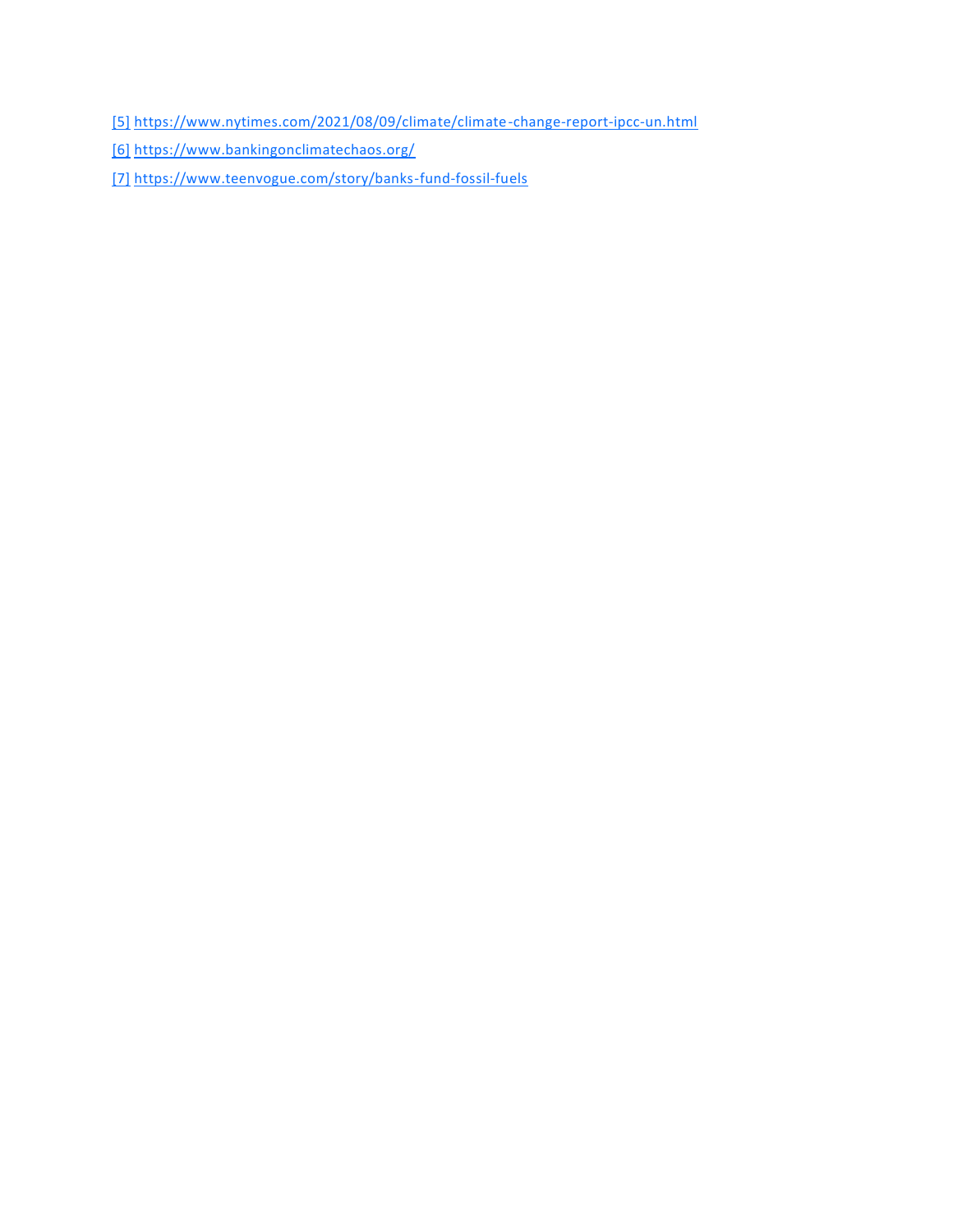[5] https://www.nytimes.com/2021/08/09/climate/climate-change-report-ipcc-un.html

[6] https://www.bankingonclimatechaos.org/

[7] https://www.teenvogue.com/story/banks-fund-fossil-fuels